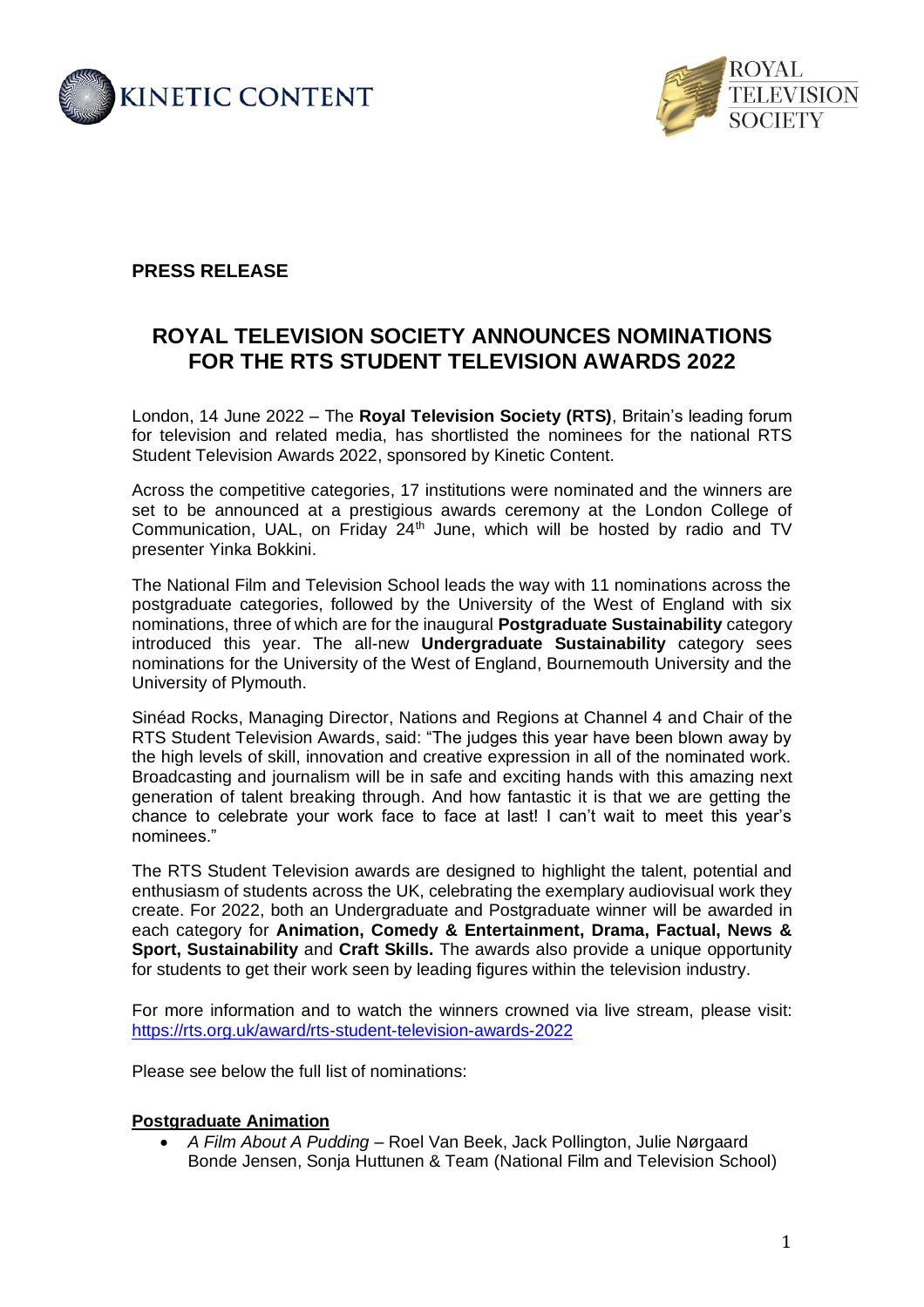**PRESS RELEASE**

# ROYAL TELEVISION SOCIETY ANNOUNCES NOMINATIONS FOR THE RTS STUDENT TELEVISION AWARDS 2022

London, 14 June 2022 – The **Royal Television Society (RTS)**, Britain's leading forum for television and related media, has shortlisted the nominees for the national RTS Student Television Awards 2022, sponsored by Kinetic Content.

Across the competitive categories, 17 institutions were nominated and the winners are set to be announced at a prestigious awards ceremony at the London College of Communication, UAL, on Friday 24th June, which will be hosted by radio and TV presenter Yinka Bokkini.

The National Film and Television School leads the way with 11 nominations across the postgraduate categories, followed by the University of the West of England with six nominations, three of which are for the inaugural **Postgraduate Sustainability** category introduced this year. The all-new **Undergraduate Sustainability** category sees nominations for the University of the West of England, Bournemouth University and the University of Plymouth.

Sinéad Rocks, Managing Director, Nations and Regions at Channel 4 and Chair of the RTS Student Television Awards, said: "The judges this year have been blown away by the high levels of skill, innovation and creative expression in all of the nominated work. Broadcasting and journalism will be in safe and exciting hands with this amazing next generation of talent breaking through. And how fantastic it is that we are getting the chance to celebrate your work face to face at last! I can't wait to meet this year's nominees."

The RTS Student Television awards are designed to highlight the talent, potential and enthusiasm of students across the UK, celebrating the exemplary audiovisual work they create. For 2022, both an Undergraduate and Postgraduate winner will be awarded in each category for **Animation, Comedy & Entertainment, Drama, Factual, News & Sport, Sustainability** and **Craft Skills.** The awards also provide a unique opportunity for students to get their work seen by leading figures within the television industry.

For more information and to watch the winners crowned via live stream, please visit: https://rts.org.uk/award/rts-student-television-awards-2022

Please see below the full list of nominations:

**Postgraduate Animation**

- *A Film About A Pudding* – Roel Van Beek, Jack Pollington, Julie Nørgaard Bonde Jensen, Sonja Huttunen & Team (National Film and Television School)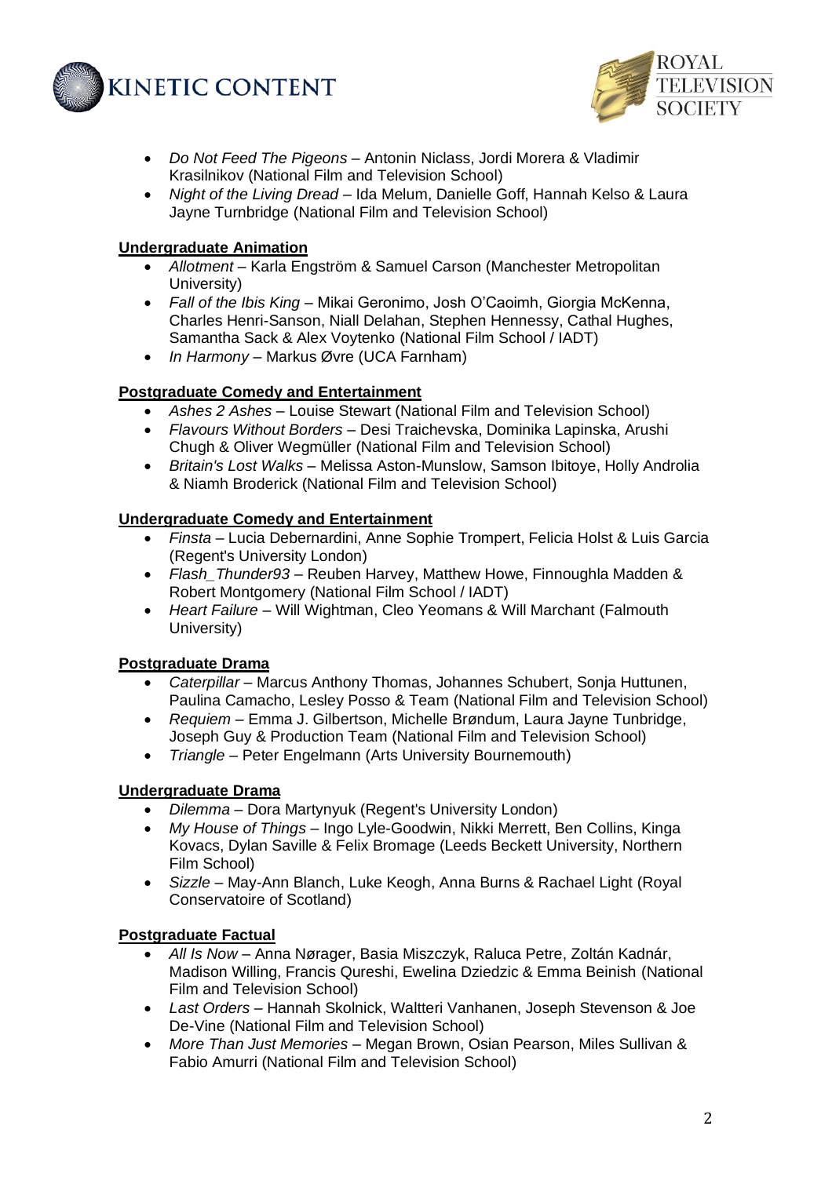- *Do Not Feed The Pigeons* – Antonin Niclass, Jordi Morera & Vladimir Krasilnikov (National Film and Television School)
- *Night of the Living Dread* – Ida Melum, Danielle Goff, Hannah Kelso & Laura Jayne Turnbridge (National Film and Television School)

**Undergraduate Animation**

- *Allotment* – Karla Engström & Samuel Carson (Manchester Metropolitan University)
- *Fall of the Ibis King* – Mikai Geronimo, Josh O'Caoimh, Giorgia McKenna, Charles Henri-Sanson, Niall Delahan, Stephen Hennessy, Cathal Hughes, Samantha Sack & Alex Voytenko (National Film School / IADT)
- *In Harmony* – Markus Øvre (UCA Farnham)

**Postgraduate Comedy and Entertainment**

- *Ashes 2 Ashes* – Louise Stewart (National Film and Television School)
- *Flavours Without Borders* – Desi Traichevska, Dominika Lapinska, Arushi Chugh & Oliver Wegmüller (National Film and Television School)
- *Britain's Lost Walks* – Melissa Aston-Munslow, Samson Ibitoye, Holly Androlia & Niamh Broderick (National Film and Television School)

**Undergraduate Comedy and Entertainment**

- *Finsta* – Lucia Debernardini, Anne Sophie Trompert, Felicia Holst & Luis Garcia (Regent's University London)
- *Flash_Thunder93* – Reuben Harvey, Matthew Howe, Finnoughla Madden & Robert Montgomery (National Film School / IADT)
- *Heart Failure* – Will Wightman, Cleo Yeomans & Will Marchant (Falmouth University)

**Postgraduate Drama**

- *Caterpillar* – Marcus Anthony Thomas, Johannes Schubert, Sonja Huttunen, Paulina Camacho, Lesley Posso & Team (National Film and Television School)
- *Requiem* – Emma J. Gilbertson, Michelle Brøndum, Laura Jayne Tunbridge, Joseph Guy & Production Team (National Film and Television School)
- *Triangle* – Peter Engelmann (Arts University Bournemouth)

**Undergraduate Drama**

- *Dilemma* – Dora Martynyuk (Regent's University London)
- *My House of Things* – Ingo Lyle-Goodwin, Nikki Merrett, Ben Collins, Kinga Kovacs, Dylan Saville & Felix Bromage (Leeds Beckett University, Northern Film School)
- *Sizzle* – May-Ann Blanch, Luke Keogh, Anna Burns & Rachael Light (Royal Conservatoire of Scotland)

**Postgraduate Factual**

- *All Is Now* – Anna Nørager, Basia Miszczyk, Raluca Petre, Zoltán Kadnár, Madison Willing, Francis Qureshi, Ewelina Dziedzic & Emma Beinish (National Film and Television School)
- *Last Orders* – Hannah Skolnick, Waltteri Vanhanen, Joseph Stevenson & Joe De-Vine (National Film and Television School)
- *More Than Just Memories* – Megan Brown, Osian Pearson, Miles Sullivan & Fabio Amurri (National Film and Television School)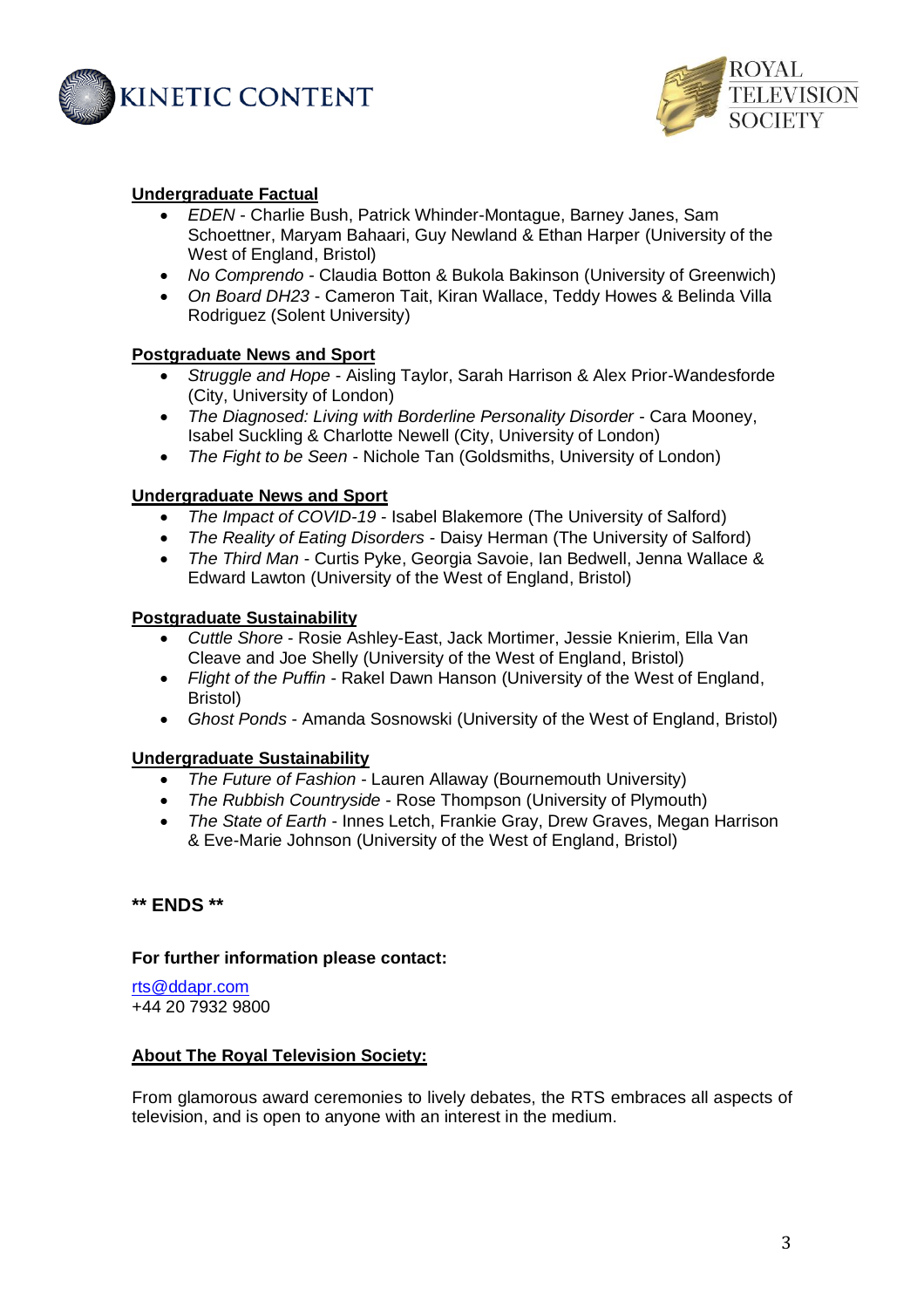**Undergraduate Factual**

- *EDEN* - Charlie Bush, Patrick Whinder-Montague, Barney Janes, Sam Schoettner, Maryam Bahaari, Guy Newland & Ethan Harper (University of the West of England, Bristol)
- *No Comprendo* - Claudia Botton & Bukola Bakinson (University of Greenwich)
- *On Board DH23* - Cameron Tait, Kiran Wallace, Teddy Howes & Belinda Villa Rodriguez (Solent University)

**Postgraduate News and Sport**

- *Struggle and Hope* - Aisling Taylor, Sarah Harrison & Alex Prior-Wandesforde (City, University of London)
- *The Diagnosed: Living with Borderline Personality Disorder* - Cara Mooney, Isabel Suckling & Charlotte Newell (City, University of London)
- *The Fight to be Seen* - Nichole Tan (Goldsmiths, University of London)

**Undergraduate News and Sport**

- *The Impact of COVID-19* - Isabel Blakemore (The University of Salford)
- *The Reality of Eating Disorders* - Daisy Herman (The University of Salford)
- *The Third Man* - Curtis Pyke, Georgia Savoie, Ian Bedwell, Jenna Wallace & Edward Lawton (University of the West of England, Bristol)

**Postgraduate Sustainability**

- *Cuttle Shore* - Rosie Ashley-East, Jack Mortimer, Jessie Knierim, Ella Van Cleave and Joe Shelly (University of the West of England, Bristol)
- *Flight of the Puffin* - Rakel Dawn Hanson (University of the West of England, Bristol)
- *Ghost Ponds* - Amanda Sosnowski (University of the West of England, Bristol)

**Undergraduate Sustainability**

- *The Future of Fashion* - Lauren Allaway (Bournemouth University)
- *The Rubbish Countryside* - Rose Thompson (University of Plymouth)
- *The State of Earth* - Innes Letch, Frankie Gray, Drew Graves, Megan Harrison & Eve-Marie Johnson (University of the West of England, Bristol)

**\*\* ENDS \*\***

**For further information please contact:**

rts@ddapr.com
+44 20 7932 9800

**About The Royal Television Society:**

From glamorous award ceremonies to lively debates, the RTS embraces all aspects of television, and is open to anyone with an interest in the medium.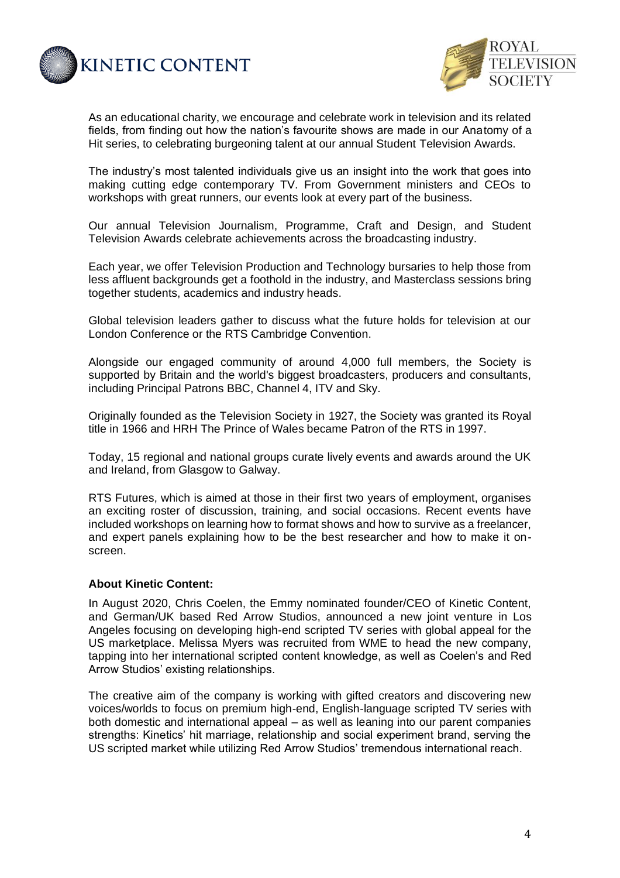As an educational charity, we encourage and celebrate work in television and its related fields, from finding out how the nation's favourite shows are made in our Anatomy of a Hit series, to celebrating burgeoning talent at our annual Student Television Awards.

The industry's most talented individuals give us an insight into the work that goes into making cutting edge contemporary TV. From Government ministers and CEOs to workshops with great runners, our events look at every part of the business.

Our annual Television Journalism, Programme, Craft and Design, and Student Television Awards celebrate achievements across the broadcasting industry.

Each year, we offer Television Production and Technology bursaries to help those from less affluent backgrounds get a foothold in the industry, and Masterclass sessions bring together students, academics and industry heads.

Global television leaders gather to discuss what the future holds for television at our London Conference or the RTS Cambridge Convention.

Alongside our engaged community of around 4,000 full members, the Society is supported by Britain and the world's biggest broadcasters, producers and consultants, including Principal Patrons BBC, Channel 4, ITV and Sky.

Originally founded as the Television Society in 1927, the Society was granted its Royal title in 1966 and HRH The Prince of Wales became Patron of the RTS in 1997.

Today, 15 regional and national groups curate lively events and awards around the UK and Ireland, from Glasgow to Galway.

RTS Futures, which is aimed at those in their first two years of employment, organises an exciting roster of discussion, training, and social occasions. Recent events have included workshops on learning how to format shows and how to survive as a freelancer, and expert panels explaining how to be the best researcher and how to make it on-screen.

**About Kinetic Content:**

In August 2020, Chris Coelen, the Emmy nominated founder/CEO of Kinetic Content, and German/UK based Red Arrow Studios, announced a new joint venture in Los Angeles focusing on developing high-end scripted TV series with global appeal for the US marketplace. Melissa Myers was recruited from WME to head the new company, tapping into her international scripted content knowledge, as well as Coelen's and Red Arrow Studios' existing relationships.

The creative aim of the company is working with gifted creators and discovering new voices/worlds to focus on premium high-end, English-language scripted TV series with both domestic and international appeal – as well as leaning into our parent companies strengths: Kinetics' hit marriage, relationship and social experiment brand, serving the US scripted market while utilizing Red Arrow Studios' tremendous international reach.